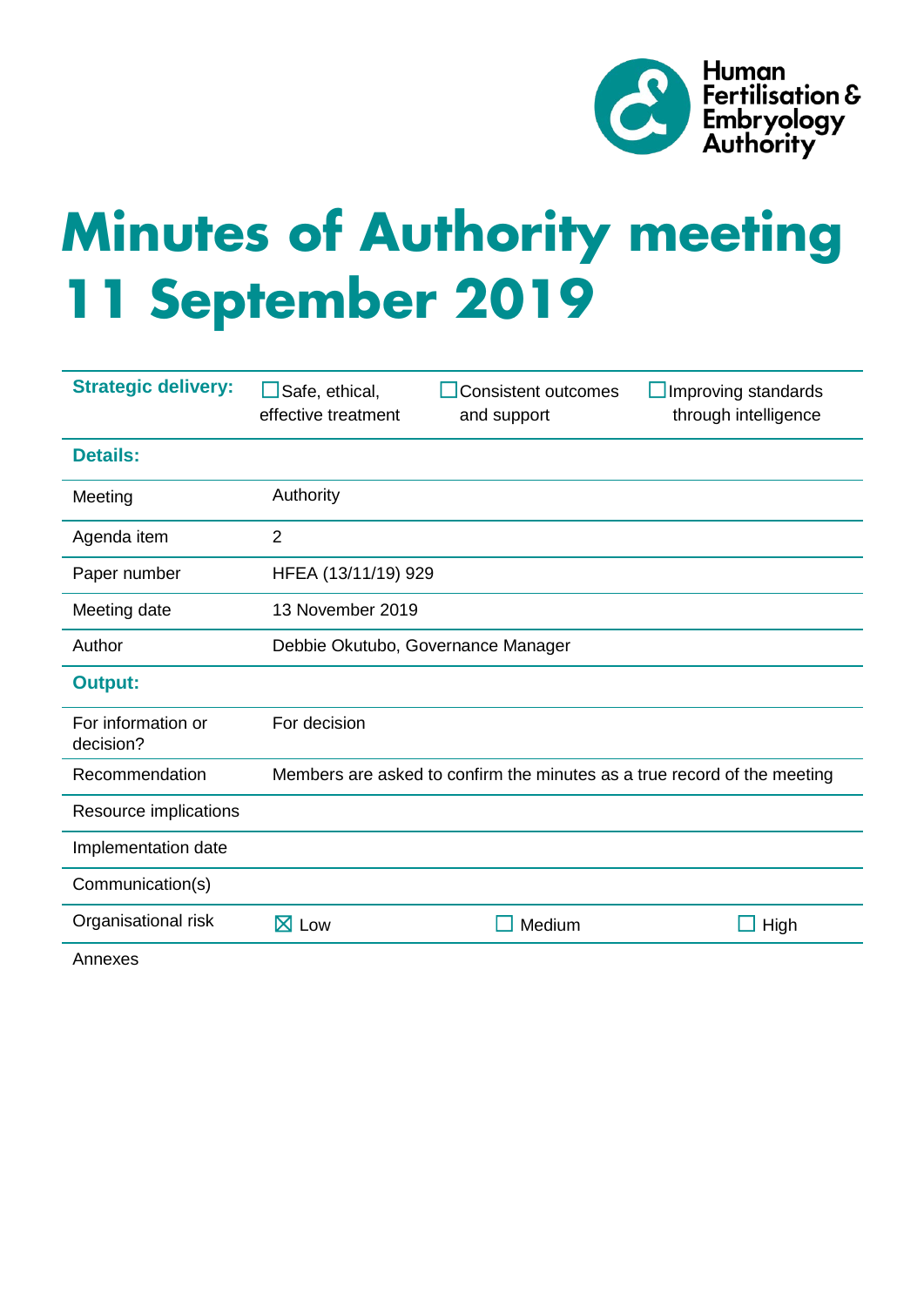Human Fertilisation & Embryology Authority

# Minutes of Authority meeting 11 September 2019

| **Strategic delivery:** | ☐ Safe, ethical, effective treatment | ☐ Consistent outcomes and support | ☐ Improving standards through intelligence |
|---|---|---|---|
| **Details:** | | | |
| Meeting | Authority | | |
| Agenda item | 2 | | |
| Paper number | HFEA (13/11/19) 929 | | |
| Meeting date | 13 November 2019 | | |
| Author | Debbie Okutubo, Governance Manager | | |
| **Output:** | | | |
| For information or decision? | For decision | | |
| Recommendation | Members are asked to confirm the minutes as a true record of the meeting | | |
| Resource implications | | | |
| Implementation date | | | |
| Communication(s) | | | |
| Organisational risk | ☒ Low | ☐ Medium | ☐ High |
| Annexes | | | |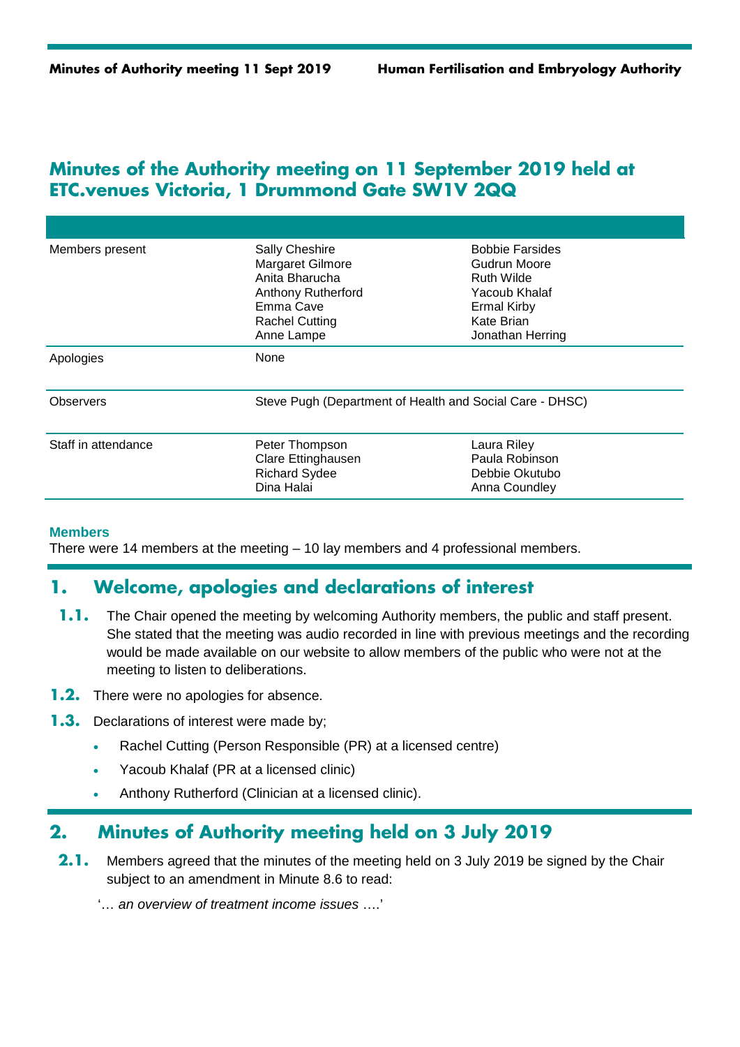# Minutes of the Authority meeting on 11 September 2019 held at ETC.venues Victoria, 1 Drummond Gate SW1V 2QQ

| | | |
|---|---|---|
| Members present | Sally Cheshire<br>Margaret Gilmore<br>Anita Bharucha<br>Anthony Rutherford<br>Emma Cave<br>Rachel Cutting<br>Anne Lampe | Bobbie Farsides<br>Gudrun Moore<br>Ruth Wilde<br>Yacoub Khalaf<br>Ermal Kirby<br>Kate Brian<br>Jonathan Herring |
| Apologies | None | |
| Observers | Steve Pugh (Department of Health and Social Care - DHSC) | |
| Staff in attendance | Peter Thompson<br>Clare Ettinghausen<br>Richard Sydee<br>Dina Halai | Laura Riley<br>Paula Robinson<br>Debbie Okutubo<br>Anna Coundley |

**Members**

There were 14 members at the meeting – 10 lay members and 4 professional members.

## 1. Welcome, apologies and declarations of interest

**1.1.** The Chair opened the meeting by welcoming Authority members, the public and staff present. She stated that the meeting was audio recorded in line with previous meetings and the recording would be made available on our website to allow members of the public who were not at the meeting to listen to deliberations.

**1.2.** There were no apologies for absence.

**1.3.** Declarations of interest were made by;

- Rachel Cutting (Person Responsible (PR) at a licensed centre)
- Yacoub Khalaf (PR at a licensed clinic)
- Anthony Rutherford (Clinician at a licensed clinic).

## 2. Minutes of Authority meeting held on 3 July 2019

**2.1.** Members agreed that the minutes of the meeting held on 3 July 2019 be signed by the Chair subject to an amendment in Minute 8.6 to read:

'… *an overview of treatment income issues* ….'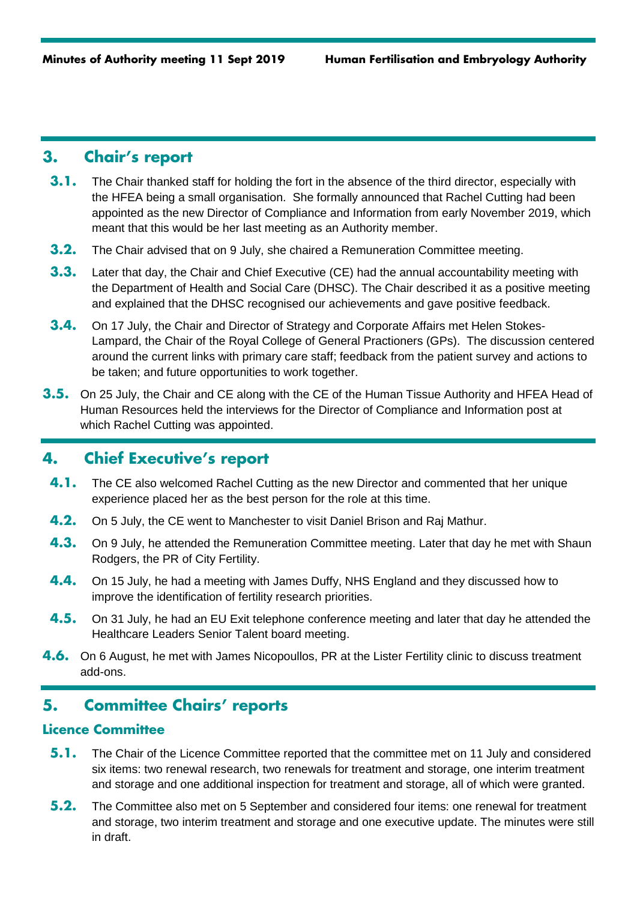## 3. Chair's report

**3.1.** The Chair thanked staff for holding the fort in the absence of the third director, especially with the HFEA being a small organisation. She formally announced that Rachel Cutting had been appointed as the new Director of Compliance and Information from early November 2019, which meant that this would be her last meeting as an Authority member.

**3.2.** The Chair advised that on 9 July, she chaired a Remuneration Committee meeting.

**3.3.** Later that day, the Chair and Chief Executive (CE) had the annual accountability meeting with the Department of Health and Social Care (DHSC). The Chair described it as a positive meeting and explained that the DHSC recognised our achievements and gave positive feedback.

**3.4.** On 17 July, the Chair and Director of Strategy and Corporate Affairs met Helen Stokes-Lampard, the Chair of the Royal College of General Practioners (GPs). The discussion centered around the current links with primary care staff; feedback from the patient survey and actions to be taken; and future opportunities to work together.

**3.5.** On 25 July, the Chair and CE along with the CE of the Human Tissue Authority and HFEA Head of Human Resources held the interviews for the Director of Compliance and Information post at which Rachel Cutting was appointed.

## 4. Chief Executive's report

**4.1.** The CE also welcomed Rachel Cutting as the new Director and commented that her unique experience placed her as the best person for the role at this time.

**4.2.** On 5 July, the CE went to Manchester to visit Daniel Brison and Raj Mathur.

**4.3.** On 9 July, he attended the Remuneration Committee meeting. Later that day he met with Shaun Rodgers, the PR of City Fertility.

**4.4.** On 15 July, he had a meeting with James Duffy, NHS England and they discussed how to improve the identification of fertility research priorities.

**4.5.** On 31 July, he had an EU Exit telephone conference meeting and later that day he attended the Healthcare Leaders Senior Talent board meeting.

**4.6.** On 6 August, he met with James Nicopoullos, PR at the Lister Fertility clinic to discuss treatment add-ons.

## 5. Committee Chairs' reports

### Licence Committee

**5.1.** The Chair of the Licence Committee reported that the committee met on 11 July and considered six items: two renewal research, two renewals for treatment and storage, one interim treatment and storage and one additional inspection for treatment and storage, all of which were granted.

**5.2.** The Committee also met on 5 September and considered four items: one renewal for treatment and storage, two interim treatment and storage and one executive update. The minutes were still in draft.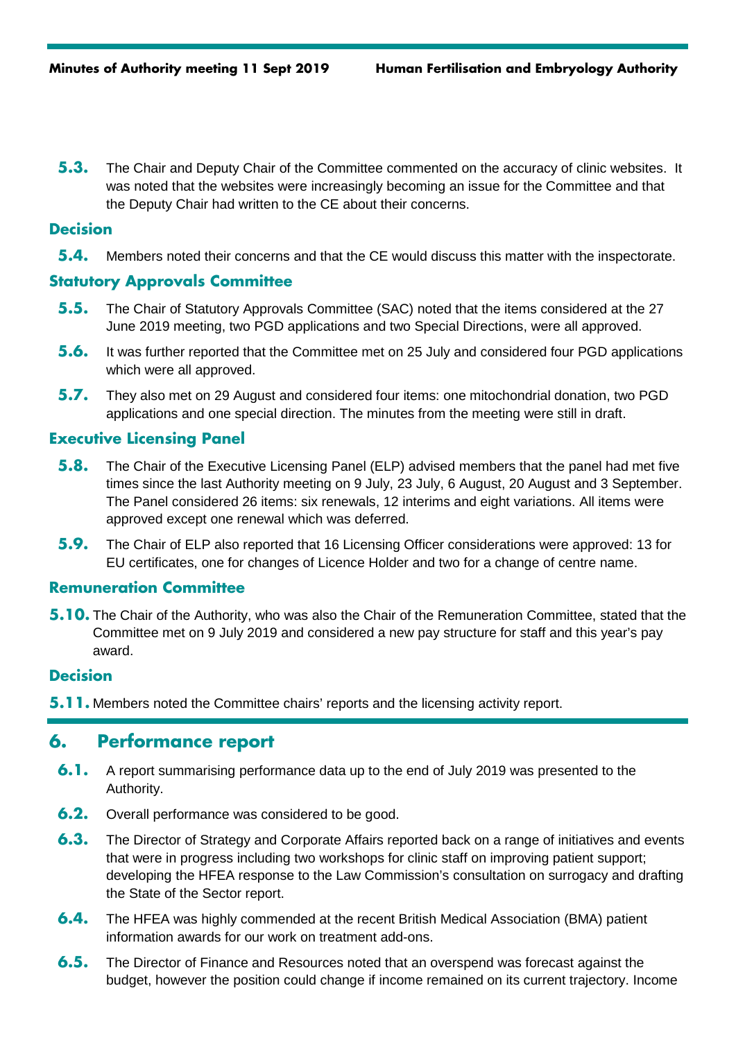5.3. The Chair and Deputy Chair of the Committee commented on the accuracy of clinic websites. It was noted that the websites were increasingly becoming an issue for the Committee and that the Deputy Chair had written to the CE about their concerns.

### Decision

5.4. Members noted their concerns and that the CE would discuss this matter with the inspectorate.

### Statutory Approvals Committee

5.5. The Chair of Statutory Approvals Committee (SAC) noted that the items considered at the 27 June 2019 meeting, two PGD applications and two Special Directions, were all approved.

5.6. It was further reported that the Committee met on 25 July and considered four PGD applications which were all approved.

5.7. They also met on 29 August and considered four items: one mitochondrial donation, two PGD applications and one special direction. The minutes from the meeting were still in draft.

### Executive Licensing Panel

5.8. The Chair of the Executive Licensing Panel (ELP) advised members that the panel had met five times since the last Authority meeting on 9 July, 23 July, 6 August, 20 August and 3 September. The Panel considered 26 items: six renewals, 12 interims and eight variations. All items were approved except one renewal which was deferred.

5.9. The Chair of ELP also reported that 16 Licensing Officer considerations were approved: 13 for EU certificates, one for changes of Licence Holder and two for a change of centre name.

### Remuneration Committee

5.10. The Chair of the Authority, who was also the Chair of the Remuneration Committee, stated that the Committee met on 9 July 2019 and considered a new pay structure for staff and this year's pay award.

### Decision

5.11. Members noted the Committee chairs' reports and the licensing activity report.

## 6. Performance report

6.1. A report summarising performance data up to the end of July 2019 was presented to the Authority.

6.2. Overall performance was considered to be good.

6.3. The Director of Strategy and Corporate Affairs reported back on a range of initiatives and events that were in progress including two workshops for clinic staff on improving patient support; developing the HFEA response to the Law Commission's consultation on surrogacy and drafting the State of the Sector report.

6.4. The HFEA was highly commended at the recent British Medical Association (BMA) patient information awards for our work on treatment add-ons.

6.5. The Director of Finance and Resources noted that an overspend was forecast against the budget, however the position could change if income remained on its current trajectory. Income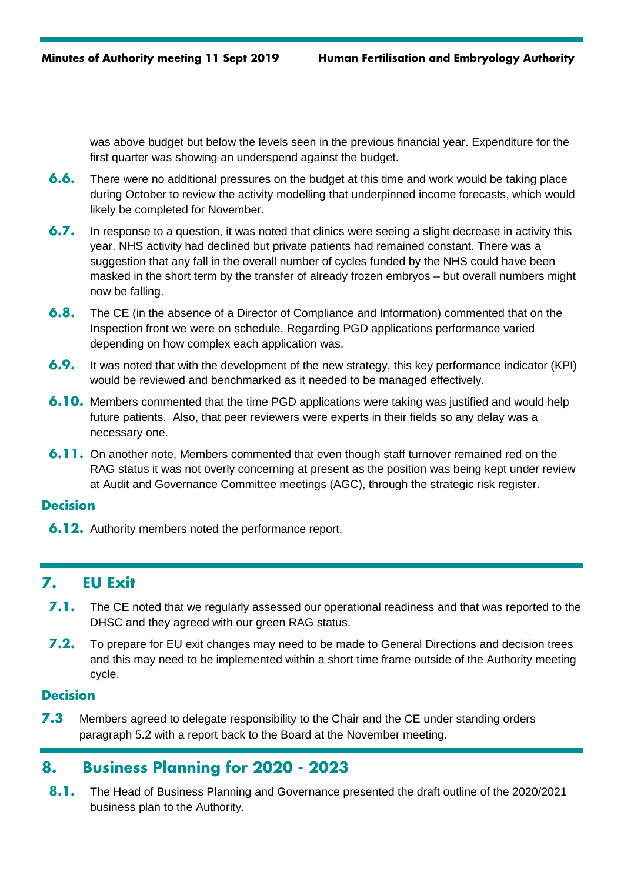was above budget but below the levels seen in the previous financial year. Expenditure for the first quarter was showing an underspend against the budget.

**6.6.** There were no additional pressures on the budget at this time and work would be taking place during October to review the activity modelling that underpinned income forecasts, which would likely be completed for November.

**6.7.** In response to a question, it was noted that clinics were seeing a slight decrease in activity this year. NHS activity had declined but private patients had remained constant. There was a suggestion that any fall in the overall number of cycles funded by the NHS could have been masked in the short term by the transfer of already frozen embryos – but overall numbers might now be falling.

**6.8.** The CE (in the absence of a Director of Compliance and Information) commented that on the Inspection front we were on schedule. Regarding PGD applications performance varied depending on how complex each application was.

**6.9.** It was noted that with the development of the new strategy, this key performance indicator (KPI) would be reviewed and benchmarked as it needed to be managed effectively.

**6.10.** Members commented that the time PGD applications were taking was justified and would help future patients. Also, that peer reviewers were experts in their fields so any delay was a necessary one.

**6.11.** On another note, Members commented that even though staff turnover remained red on the RAG status it was not overly concerning at present as the position was being kept under review at Audit and Governance Committee meetings (AGC), through the strategic risk register.

### Decision

**6.12.** Authority members noted the performance report.

## 7. EU Exit

**7.1.** The CE noted that we regularly assessed our operational readiness and that was reported to the DHSC and they agreed with our green RAG status.

**7.2.** To prepare for EU exit changes may need to be made to General Directions and decision trees and this may need to be implemented within a short time frame outside of the Authority meeting cycle.

### Decision

**7.3** Members agreed to delegate responsibility to the Chair and the CE under standing orders paragraph 5.2 with a report back to the Board at the November meeting.

## 8. Business Planning for 2020 - 2023

**8.1.** The Head of Business Planning and Governance presented the draft outline of the 2020/2021 business plan to the Authority.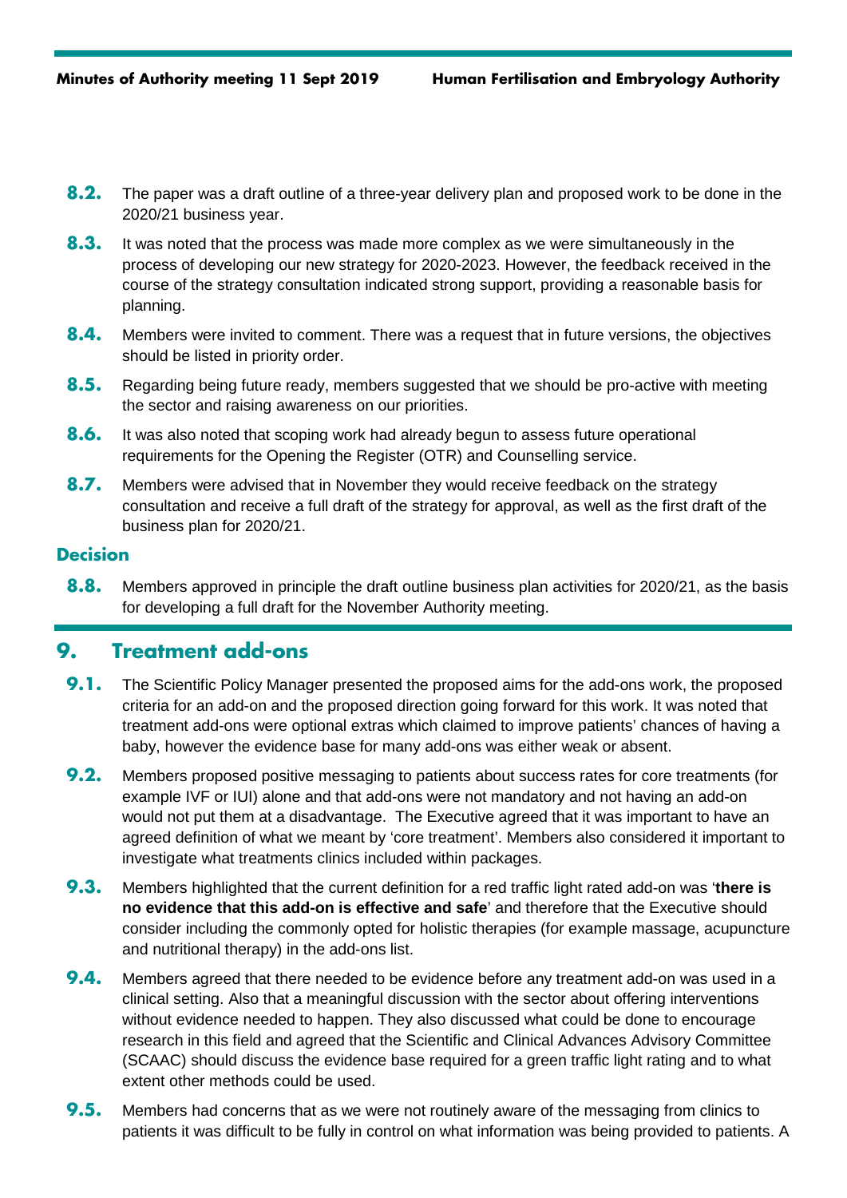8.2. The paper was a draft outline of a three-year delivery plan and proposed work to be done in the 2020/21 business year.

8.3. It was noted that the process was made more complex as we were simultaneously in the process of developing our new strategy for 2020-2023. However, the feedback received in the course of the strategy consultation indicated strong support, providing a reasonable basis for planning.

8.4. Members were invited to comment. There was a request that in future versions, the objectives should be listed in priority order.

8.5. Regarding being future ready, members suggested that we should be pro-active with meeting the sector and raising awareness on our priorities.

8.6. It was also noted that scoping work had already begun to assess future operational requirements for the Opening the Register (OTR) and Counselling service.

8.7. Members were advised that in November they would receive feedback on the strategy consultation and receive a full draft of the strategy for approval, as well as the first draft of the business plan for 2020/21.

### Decision

8.8. Members approved in principle the draft outline business plan activities for 2020/21, as the basis for developing a full draft for the November Authority meeting.

## 9. Treatment add-ons

9.1. The Scientific Policy Manager presented the proposed aims for the add-ons work, the proposed criteria for an add-on and the proposed direction going forward for this work. It was noted that treatment add-ons were optional extras which claimed to improve patients' chances of having a baby, however the evidence base for many add-ons was either weak or absent.

9.2. Members proposed positive messaging to patients about success rates for core treatments (for example IVF or IUI) alone and that add-ons were not mandatory and not having an add-on would not put them at a disadvantage. The Executive agreed that it was important to have an agreed definition of what we meant by 'core treatment'. Members also considered it important to investigate what treatments clinics included within packages.

9.3. Members highlighted that the current definition for a red traffic light rated add-on was '**there is no evidence that this add-on is effective and safe**' and therefore that the Executive should consider including the commonly opted for holistic therapies (for example massage, acupuncture and nutritional therapy) in the add-ons list.

9.4. Members agreed that there needed to be evidence before any treatment add-on was used in a clinical setting. Also that a meaningful discussion with the sector about offering interventions without evidence needed to happen. They also discussed what could be done to encourage research in this field and agreed that the Scientific and Clinical Advances Advisory Committee (SCAAC) should discuss the evidence base required for a green traffic light rating and to what extent other methods could be used.

9.5. Members had concerns that as we were not routinely aware of the messaging from clinics to patients it was difficult to be fully in control on what information was being provided to patients. A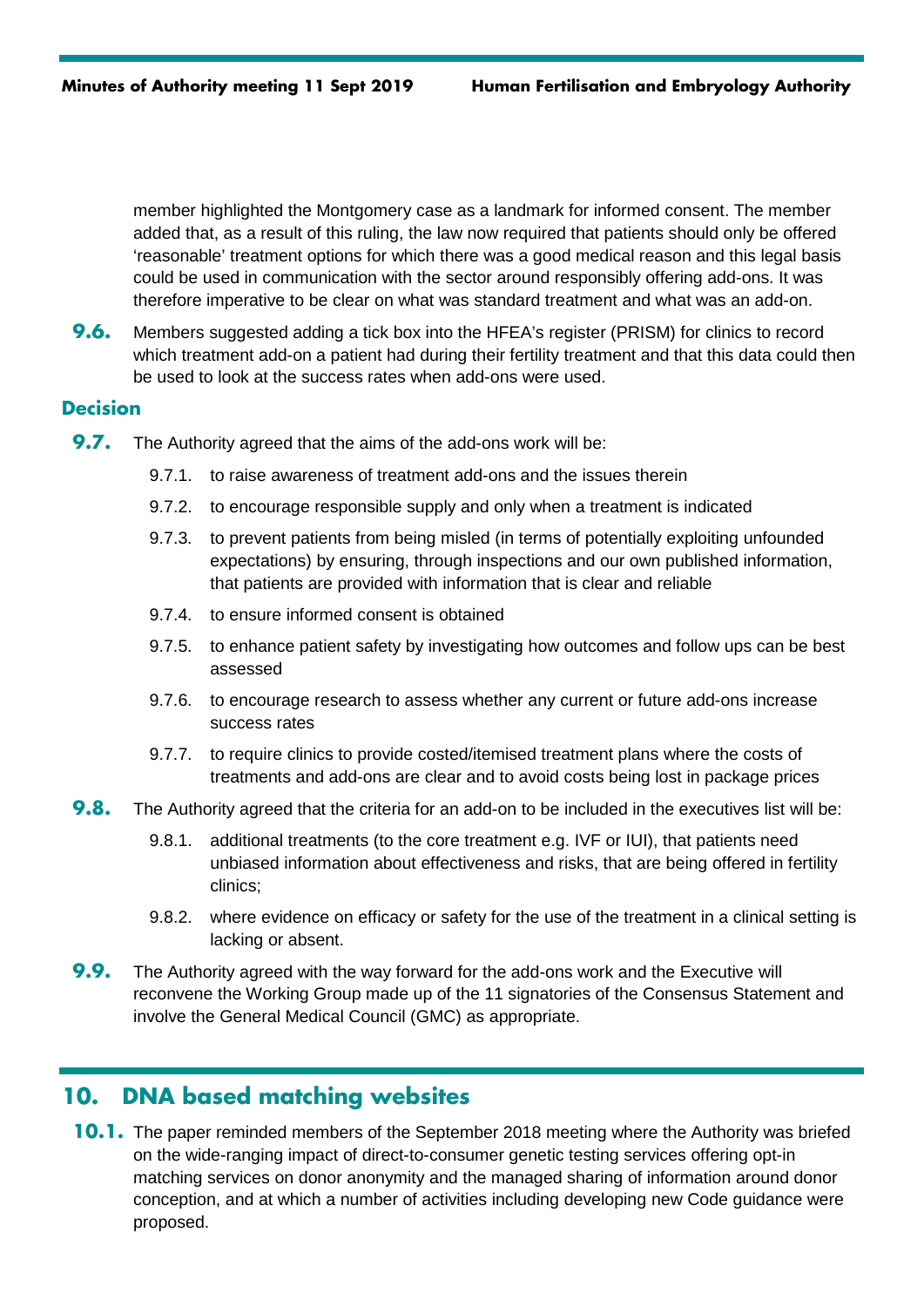member highlighted the Montgomery case as a landmark for informed consent. The member added that, as a result of this ruling, the law now required that patients should only be offered 'reasonable' treatment options for which there was a good medical reason and this legal basis could be used in communication with the sector around responsibly offering add-ons. It was therefore imperative to be clear on what was standard treatment and what was an add-on.

**9.6.** Members suggested adding a tick box into the HFEA's register (PRISM) for clinics to record which treatment add-on a patient had during their fertility treatment and that this data could then be used to look at the success rates when add-ons were used.

### Decision

**9.7.** The Authority agreed that the aims of the add-ons work will be:

- 9.7.1. to raise awareness of treatment add-ons and the issues therein
- 9.7.2. to encourage responsible supply and only when a treatment is indicated
- 9.7.3. to prevent patients from being misled (in terms of potentially exploiting unfounded expectations) by ensuring, through inspections and our own published information, that patients are provided with information that is clear and reliable
- 9.7.4. to ensure informed consent is obtained
- 9.7.5. to enhance patient safety by investigating how outcomes and follow ups can be best assessed
- 9.7.6. to encourage research to assess whether any current or future add-ons increase success rates
- 9.7.7. to require clinics to provide costed/itemised treatment plans where the costs of treatments and add-ons are clear and to avoid costs being lost in package prices

**9.8.** The Authority agreed that the criteria for an add-on to be included in the executives list will be:

- 9.8.1. additional treatments (to the core treatment e.g. IVF or IUI), that patients need unbiased information about effectiveness and risks, that are being offered in fertility clinics;
- 9.8.2. where evidence on efficacy or safety for the use of the treatment in a clinical setting is lacking or absent.

**9.9.** The Authority agreed with the way forward for the add-ons work and the Executive will reconvene the Working Group made up of the 11 signatories of the Consensus Statement and involve the General Medical Council (GMC) as appropriate.

## 10. DNA based matching websites

**10.1.** The paper reminded members of the September 2018 meeting where the Authority was briefed on the wide-ranging impact of direct-to-consumer genetic testing services offering opt-in matching services on donor anonymity and the managed sharing of information around donor conception, and at which a number of activities including developing new Code guidance were proposed.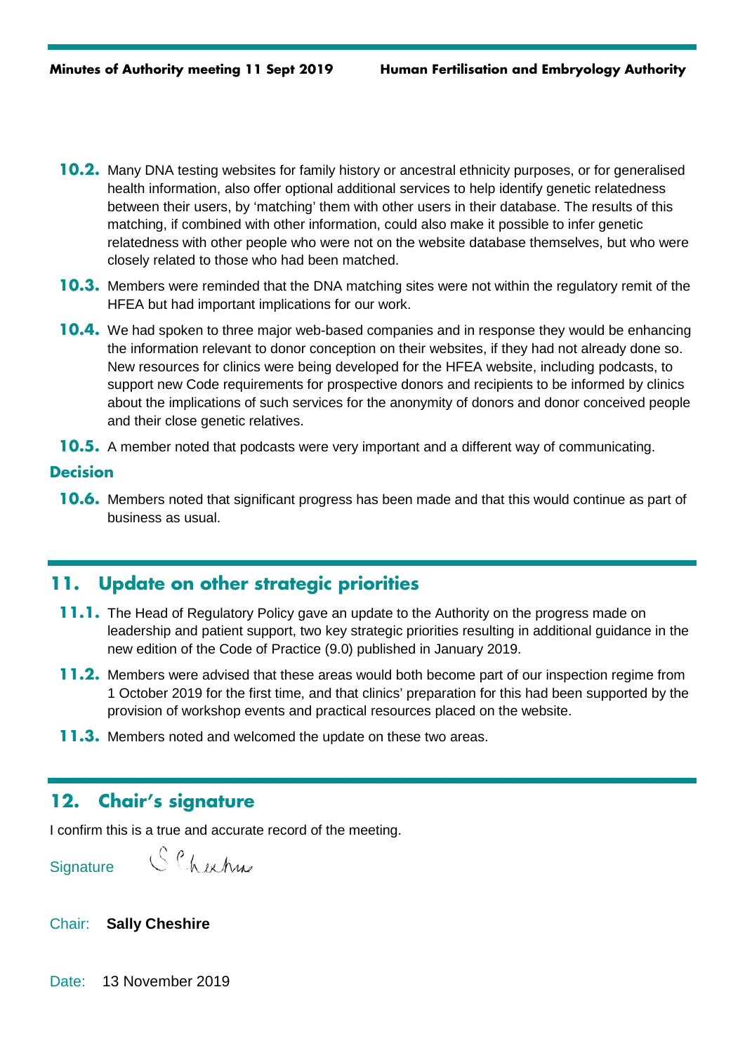**10.2.** Many DNA testing websites for family history or ancestral ethnicity purposes, or for generalised health information, also offer optional additional services to help identify genetic relatedness between their users, by 'matching' them with other users in their database. The results of this matching, if combined with other information, could also make it possible to infer genetic relatedness with other people who were not on the website database themselves, but who were closely related to those who had been matched.

**10.3.** Members were reminded that the DNA matching sites were not within the regulatory remit of the HFEA but had important implications for our work.

**10.4.** We had spoken to three major web-based companies and in response they would be enhancing the information relevant to donor conception on their websites, if they had not already done so. New resources for clinics were being developed for the HFEA website, including podcasts, to support new Code requirements for prospective donors and recipients to be informed by clinics about the implications of such services for the anonymity of donors and donor conceived people and their close genetic relatives.

**10.5.** A member noted that podcasts were very important and a different way of communicating.

### Decision

**10.6.** Members noted that significant progress has been made and that this would continue as part of business as usual.

## 11. Update on other strategic priorities

**11.1.** The Head of Regulatory Policy gave an update to the Authority on the progress made on leadership and patient support, two key strategic priorities resulting in additional guidance in the new edition of the Code of Practice (9.0) published in January 2019.

**11.2.** Members were advised that these areas would both become part of our inspection regime from 1 October 2019 for the first time, and that clinics' preparation for this had been supported by the provision of workshop events and practical resources placed on the website.

**11.3.** Members noted and welcomed the update on these two areas.

## 12. Chair's signature

I confirm this is a true and accurate record of the meeting.

Signature S Cheshire

Chair: **Sally Cheshire**

Date: 13 November 2019